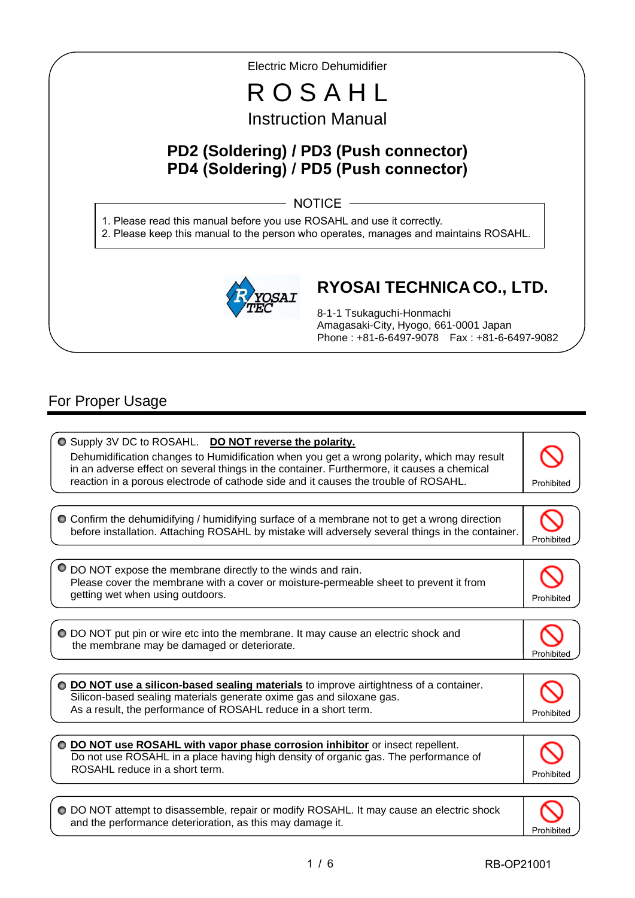Electric Micro Dehumidifier

# ROSAHL

## Instruction Manual

### PD2 (Soldering) / PD3 (Push connector)
### PD4 (Soldering) / PD5 (Push connector)

**NOTICE**

1. Please read this manual before you use ROSAHL and use it correctly.
2. Please keep this manual to the person who operates, manages and maintains ROSAHL.

**RYOSAI TECHNICA CO., LTD.**

8-1-1 Tsukaguchi-Honmachi
Amagasaki-City, Hyogo, 661-0001 Japan
Phone : +81-6-6497-9078　Fax : +81-6-6497-9082

## For Proper Usage

- Supply 3V DC to ROSAHL. **DO NOT reverse the polarity.**
  Dehumidification changes to Humidification when you get a wrong polarity, which may result in an adverse effect on several things in the container. Furthermore, it causes a chemical reaction in a porous electrode of cathode side and it causes the trouble of ROSAHL. *(Prohibited)*

- Confirm the dehumidifying / humidifying surface of a membrane not to get a wrong direction before installation. Attaching ROSAHL by mistake will adversely several things in the container. *(Prohibited)*

- DO NOT expose the membrane directly to the winds and rain.
  Please cover the membrane with a cover or moisture-permeable sheet to prevent it from getting wet when using outdoors. *(Prohibited)*

- DO NOT put pin or wire etc into the membrane. It may cause an electric shock and the membrane may be damaged or deteriorate. *(Prohibited)*

- **DO NOT use a silicon-based sealing materials** to improve airtightness of a container.
  Silicon-based sealing materials generate oxime gas and siloxane gas.
  As a result, the performance of ROSAHL reduce in a short term. *(Prohibited)*

- **DO NOT use ROSAHL with vapor phase corrosion inhibitor** or insect repellent.
  Do not use ROSAHL in a place having high density of organic gas. The performance of ROSAHL reduce in a short term. *(Prohibited)*

- DO NOT attempt to disassemble, repair or modify ROSAHL. It may cause an electric shock and the performance deterioration, as this may damage it. *(Prohibited)*

RB-OP21001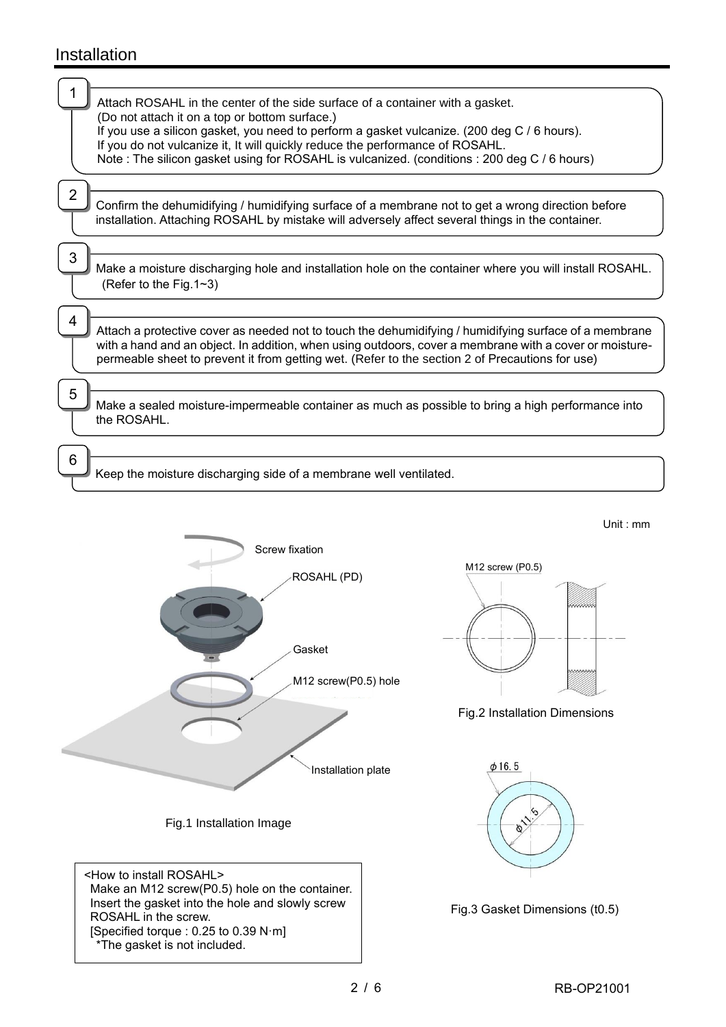# Installation

1. Attach ROSAHL in the center of the side surface of a container with a gasket.
   (Do not attach it on a top or bottom surface.)
   If you use a silicon gasket, you need to perform a gasket vulcanize. (200 deg C / 6 hours).
   If you do not vulcanize it, It will quickly reduce the performance of ROSAHL.
   Note : The silicon gasket using for ROSAHL is vulcanized. (conditions : 200 deg C / 6 hours)

2. Confirm the dehumidifying / humidifying surface of a membrane not to get a wrong direction before installation. Attaching ROSAHL by mistake will adversely affect several things in the container.

3. Make a moisture discharging hole and installation hole on the container where you will install ROSAHL. (Refer to the Fig.1~3)

4. Attach a protective cover as needed not to touch the dehumidifying / humidifying surface of a membrane with a hand and an object. In addition, when using outdoors, cover a membrane with a cover or moisture-permeable sheet to prevent it from getting wet. (Refer to the section 2 of Precautions for use)

5. Make a sealed moisture-impermeable container as much as possible to bring a high performance into the ROSAHL.

6. Keep the moisture discharging side of a membrane well ventilated.

Unit : mm

Screw fixation

ROSAHL (PD)

Gasket

M12 screw(P0.5) hole

Installation plate

Fig.1 Installation Image

M12 screw (P0.5)

Fig.2 Installation Dimensions

φ16.5

φ11.5

Fig.3 Gasket Dimensions (t0.5)

<How to install ROSAHL>
Make an M12 screw(P0.5) hole on the container.
Insert the gasket into the hole and slowly screw ROSAHL in the screw.
[Specified torque : 0.25 to 0.39 N·m]
*The gasket is not included.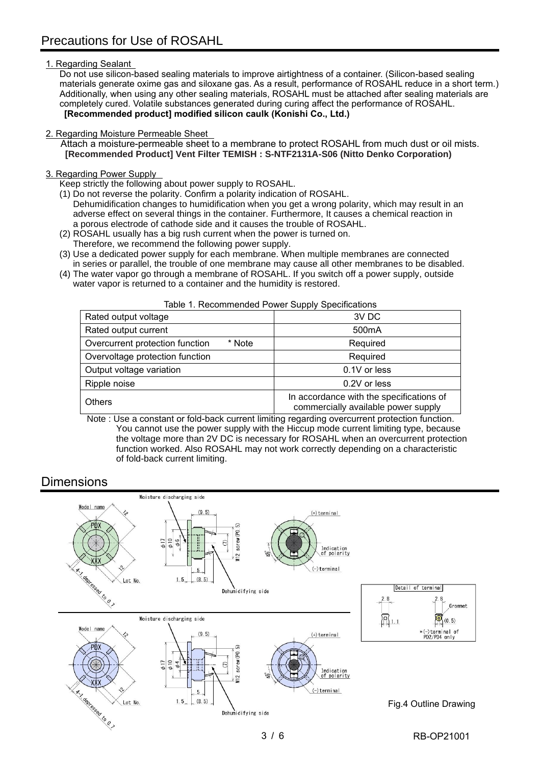# Precautions for Use of ROSAHL

1. Regarding Sealant

Do not use silicon-based sealing materials to improve airtightness of a container. (Silicon-based sealing materials generate oxime gas and siloxane gas. As a result, performance of ROSAHL reduce in a short term.) Additionally, when using any other sealing materials, ROSAHL must be attached after sealing materials are completely cured. Volatile substances generated during curing affect the performance of ROSAHL.
**[Recommended product] modified silicon caulk (Konishi Co., Ltd.)**

2. Regarding Moisture Permeable Sheet

Attach a moisture-permeable sheet to a membrane to protect ROSAHL from much dust or oil mists.
**[Recommended Product] Vent Filter TEMISH : S-NTF2131A-S06 (Nitto Denko Corporation)**

3. Regarding Power Supply

Keep strictly the following about power supply to ROSAHL.

(1) Do not reverse the polarity. Confirm a polarity indication of ROSAHL.
Dehumidification changes to humidification when you get a wrong polarity, which may result in an adverse effect on several things in the container. Furthermore, It causes a chemical reaction in a porous electrode of cathode side and it causes the trouble of ROSAHL.

(2) ROSAHL usually has a big rush current when the power is turned on.
Therefore, we recommend the following power supply.

(3) Use a dedicated power supply for each membrane. When multiple membranes are connected in series or parallel, the trouble of one membrane may cause all other membranes to be disabled.

(4) The water vapor go through a membrane of ROSAHL. If you switch off a power supply, outside water vapor is returned to a container and the humidity is restored.

Table 1. Recommended Power Supply Specifications

| | |
|---|---|
| Rated output voltage | 3V DC |
| Rated output current | 500mA |
| Overcurrent protection function * Note | Required |
| Overvoltage protection function | Required |
| Output voltage variation | 0.1V or less |
| Ripple noise | 0.2V or less |
| Others | In accordance with the specifications of commercially available power supply |

Note : Use a constant or fold-back current limiting regarding overcurrent protection function. You cannot use the power supply with the Hiccup mode current limiting type, because the voltage more than 2V DC is necessary for ROSAHL when an overcurrent protection function worked. Also ROSAHL may not work correctly depending on a characteristic of fold-back current limiting.

# Dimensions

Fig.4 Outline Drawing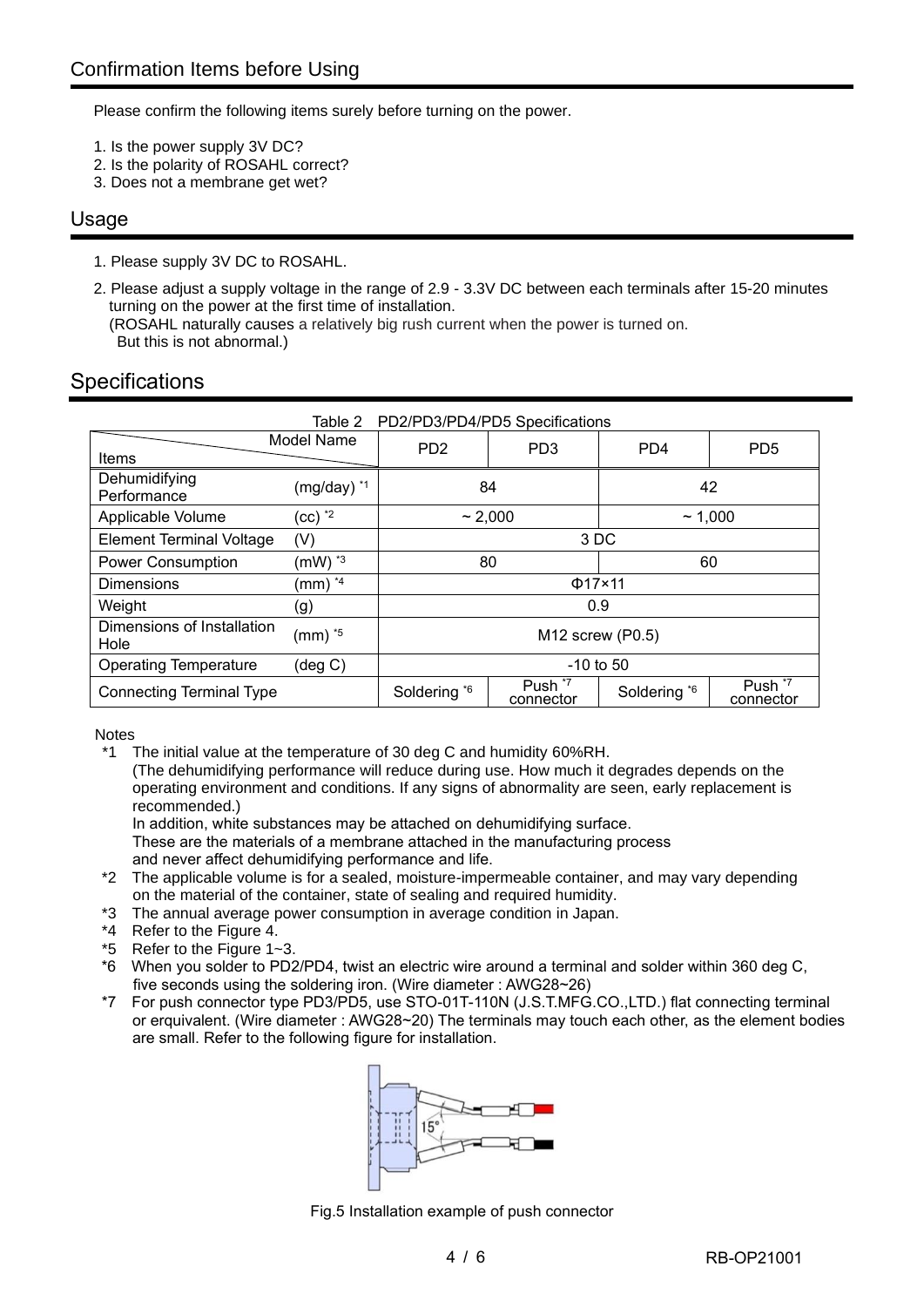## Confirmation Items before Using

Please confirm the following items surely before turning on the power.

1. Is the power supply 3V DC?
2. Is the polarity of ROSAHL correct?
3. Does not a membrane get wet?

## Usage

1. Please supply 3V DC to ROSAHL.
2. Please adjust a supply voltage in the range of 2.9 - 3.3V DC between each terminals after 15-20 minutes turning on the power at the first time of installation.
   (ROSAHL naturally causes a relatively big rush current when the power is turned on.
   But this is not abnormal.)

## Specifications

Table 2 PD2/PD3/PD4/PD5 Specifications

| Items \ Model Name | | PD2 | PD3 | PD4 | PD5 |
|---|---|---|---|---|---|
| Dehumidifying Performance | (mg/day) *1 | 84 | | 42 | |
| Applicable Volume | (cc) *2 | ~ 2,000 | | ~ 1,000 | |
| Element Terminal Voltage | (V) | 3 DC | | | |
| Power Consumption | (mW) *3 | 80 | | 60 | |
| Dimensions | (mm) *4 | Φ17×11 | | | |
| Weight | (g) | 0.9 | | | |
| Dimensions of Installation Hole | (mm) *5 | M12 screw (P0.5) | | | |
| Operating Temperature | (deg C) | -10 to 50 | | | |
| Connecting Terminal Type | | Soldering *6 | Push *7 connector | Soldering *6 | Push *7 connector |

Notes

*1 The initial value at the temperature of 30 deg C and humidity 60%RH.
(The dehumidifying performance will reduce during use. How much it degrades depends on the operating environment and conditions. If any signs of abnormality are seen, early replacement is recommended.)
In addition, white substances may be attached on dehumidifying surface.
These are the materials of a membrane attached in the manufacturing process and never affect dehumidifying performance and life.

*2 The applicable volume is for a sealed, moisture-impermeable container, and may vary depending on the material of the container, state of sealing and required humidity.

*3 The annual average power consumption in average condition in Japan.

*4 Refer to the Figure 4.

*5 Refer to the Figure 1~3.

*6 When you solder to PD2/PD4, twist an electric wire around a terminal and solder within 360 deg C, five seconds using the soldering iron. (Wire diameter : AWG28~26)

*7 For push connector type PD3/PD5, use STO-01T-110N (J.S.T.MFG.CO.,LTD.) flat connecting terminal or eruivalent. (Wire diameter : AWG28~20) The terminals may touch each other, as the element bodies are small. Refer to the following figure for installation.

Fig.5 Installation example of push connector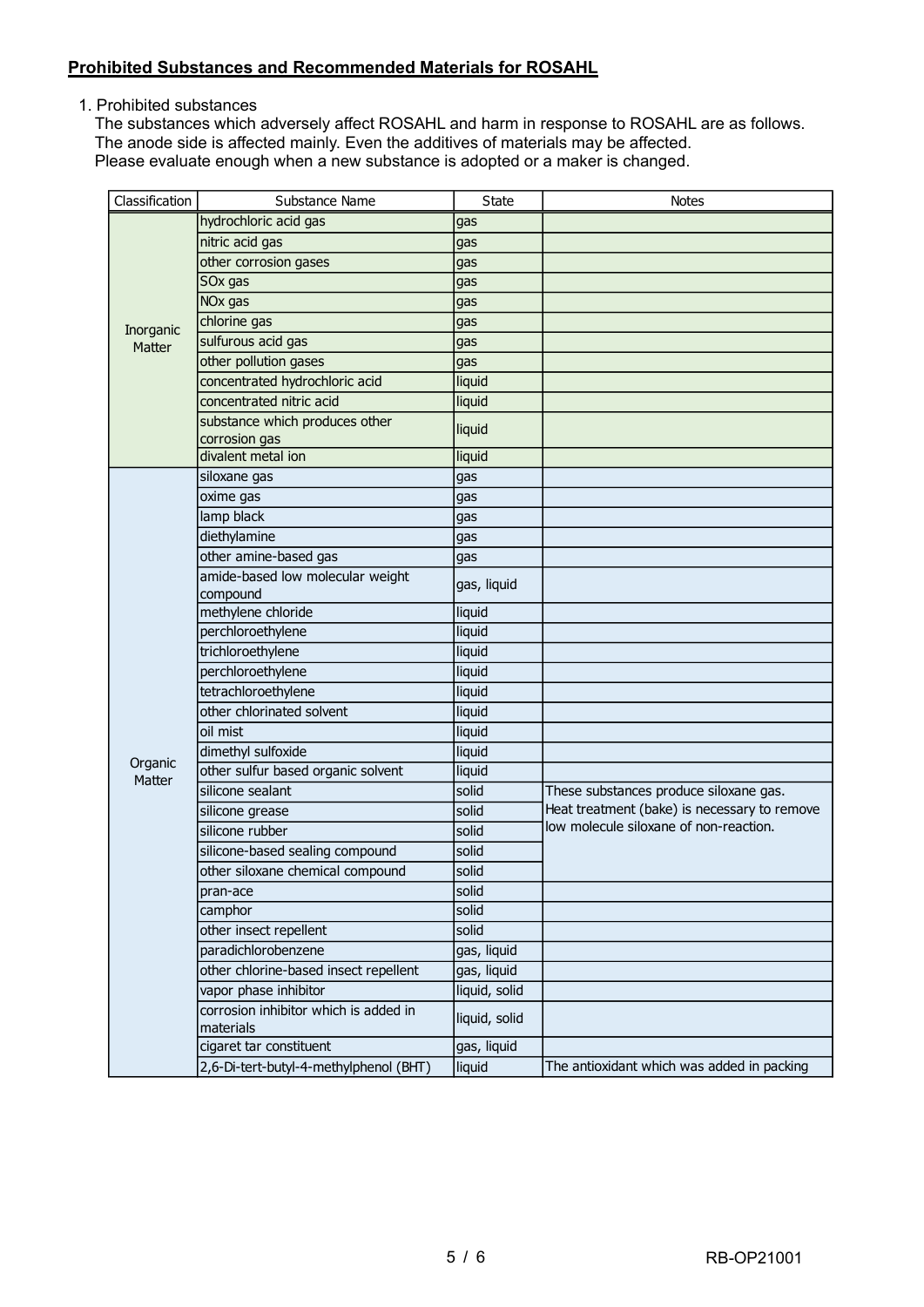## Prohibited Substances and Recommended Materials for ROSAHL

1. Prohibited substances

The substances which adversely affect ROSAHL and harm in response to ROSAHL are as follows.
The anode side is affected mainly. Even the additives of materials may be affected.
Please evaluate enough when a new substance is adopted or a maker is changed.

| Classification | Substance Name | State | Notes |
|---|---|---|---|
| Inorganic Matter | hydrochloric acid gas | gas | |
| | nitric acid gas | gas | |
| | other corrosion gases | gas | |
| | SOx gas | gas | |
| | NOx gas | gas | |
| | chlorine gas | gas | |
| | sulfurous acid gas | gas | |
| | other pollution gases | gas | |
| | concentrated hydrochloric acid | liquid | |
| | concentrated nitric acid | liquid | |
| | substance which produces other corrosion gas | liquid | |
| | divalent metal ion | liquid | |
| Organic Matter | siloxane gas | gas | |
| | oxime gas | gas | |
| | lamp black | gas | |
| | diethylamine | gas | |
| | other amine-based gas | gas | |
| | amide-based low molecular weight compound | gas, liquid | |
| | methylene chloride | liquid | |
| | perchloroethylene | liquid | |
| | trichloroethylene | liquid | |
| | perchloroethylene | liquid | |
| | tetrachloroethylene | liquid | |
| | other chlorinated solvent | liquid | |
| | oil mist | liquid | |
| | dimethyl sulfoxide | liquid | |
| | other sulfur based organic solvent | liquid | |
| | silicone sealant | solid | These substances produce siloxane gas. Heat treatment (bake) is necessary to remove low molecule siloxane of non-reaction. |
| | silicone grease | solid | |
| | silicone rubber | solid | |
| | silicone-based sealing compound | solid | |
| | other siloxane chemical compound | solid | |
| | pran-ace | solid | |
| | camphor | solid | |
| | other insect repellent | solid | |
| | paradichlorobenzene | gas, liquid | |
| | other chlorine-based insect repellent | gas, liquid | |
| | vapor phase inhibitor | liquid, solid | |
| | corrosion inhibitor which is added in materials | liquid, solid | |
| | cigaret tar constituent | gas, liquid | |
| | 2,6-Di-tert-butyl-4-methylphenol (BHT) | liquid | The antioxidant which was added in packing |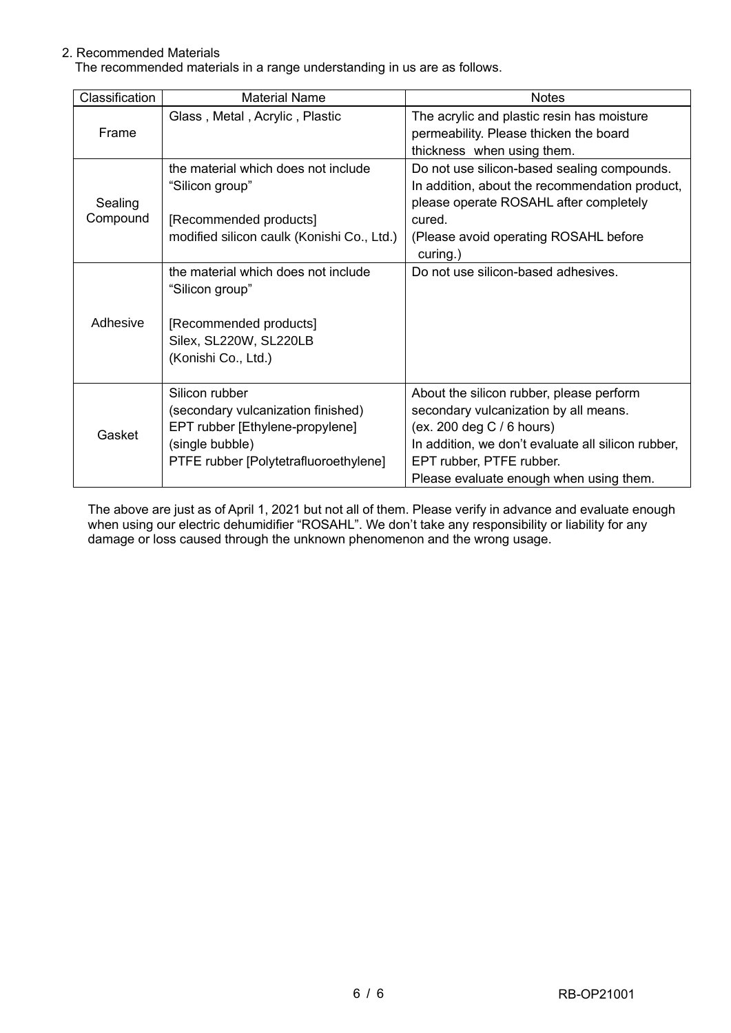2. Recommended Materials

The recommended materials in a range understanding in us are as follows.

| Classification | Material Name | Notes |
| --- | --- | --- |
| Frame | Glass , Metal , Acrylic , Plastic | The acrylic and plastic resin has moisture permeability. Please thicken the board thickness when using them. |
| Sealing Compound | the material which does not include “Silicon group”<br><br>[Recommended products]<br>modified silicon caulk (Konishi Co., Ltd.) | Do not use silicon-based sealing compounds.<br>In addition, about the recommendation product, please operate ROSAHL after completely cured.<br>(Please avoid operating ROSAHL before curing.) |
| Adhesive | the material which does not include “Silicon group”<br><br>[Recommended products]<br>Silex, SL220W, SL220LB<br>(Konishi Co., Ltd.) | Do not use silicon-based adhesives. |
| Gasket | Silicon rubber<br>(secondary vulcanization finished)<br>EPT rubber [Ethylene-propylene]<br>(single bubble)<br>PTFE rubber [Polytetrafluoroethylene] | About the silicon rubber, please perform secondary vulcanization by all means.<br>(ex. 200 deg C / 6 hours)<br>In addition, we don’t evaluate all silicon rubber, EPT rubber, PTFE rubber.<br>Please evaluate enough when using them. |

The above are just as of April 1, 2021 but not all of them. Please verify in advance and evaluate enough when using our electric dehumidifier “ROSAHL”. We don’t take any responsibility or liability for any damage or loss caused through the unknown phenomenon and the wrong usage.

RB-OP21001